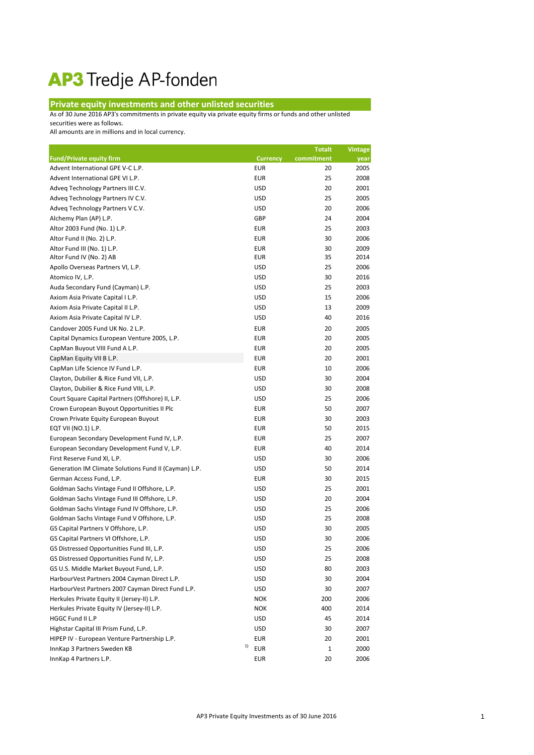# AP3 Tredje AP-fonden

## Private equity investments and other unlisted securities

As of 30 June 2016 AP3's commitments in private equity via private equity firms or funds and other unlisted securities were as follows.
All amounts are in millions and in local currency.

| Fund/Private equity firm | Currency | Totalt commitment | Vintage year |
|---|---|---|---|
| Advent International GPE V-C L.P. | EUR | 20 | 2005 |
| Advent International GPE VI L.P. | EUR | 25 | 2008 |
| Adveq Technology Partners III C.V. | USD | 20 | 2001 |
| Adveq Technology Partners IV C.V. | USD | 25 | 2005 |
| Adveq Technology Partners V C.V. | USD | 20 | 2006 |
| Alchemy Plan (AP) L.P. | GBP | 24 | 2004 |
| Altor 2003 Fund (No. 1) L.P. | EUR | 25 | 2003 |
| Altor Fund II (No. 2) L.P. | EUR | 30 | 2006 |
| Altor Fund III (No. 1) L.P. | EUR | 30 | 2009 |
| Altor Fund IV (No. 2) AB | EUR | 35 | 2014 |
| Apollo Overseas Partners VI, L.P. | USD | 25 | 2006 |
| Atomico IV, L.P. | USD | 30 | 2016 |
| Auda Secondary Fund (Cayman) L.P. | USD | 25 | 2003 |
| Axiom Asia Private Capital I L.P. | USD | 15 | 2006 |
| Axiom Asia Private Capital II L.P. | USD | 13 | 2009 |
| Axiom Asia Private Capital IV L.P. | USD | 40 | 2016 |
| Candover 2005 Fund UK No. 2 L.P. | EUR | 20 | 2005 |
| Capital Dynamics European Venture 2005, L.P. | EUR | 20 | 2005 |
| CapMan Buyout VIII Fund A L.P. | EUR | 20 | 2005 |
| CapMan Equity VII B L.P. | EUR | 20 | 2001 |
| CapMan Life Science IV Fund L.P. | EUR | 10 | 2006 |
| Clayton, Dubilier & Rice Fund VII, L.P. | USD | 30 | 2004 |
| Clayton, Dubilier & Rice Fund VIII, L.P. | USD | 30 | 2008 |
| Court Square Capital Partners (Offshore) II, L.P. | USD | 25 | 2006 |
| Crown European Buyout Opportunities II Plc | EUR | 50 | 2007 |
| Crown Private Equity European Buyout | EUR | 30 | 2003 |
| EQT VII (NO.1) L.P. | EUR | 50 | 2015 |
| European Secondary Development Fund IV, L.P. | EUR | 25 | 2007 |
| European Secondary Development Fund V, L.P. | EUR | 40 | 2014 |
| First Reserve Fund XI, L.P. | USD | 30 | 2006 |
| Generation IM Climate Solutions Fund II (Cayman) L.P. | USD | 50 | 2014 |
| German Access Fund, L.P. | EUR | 30 | 2015 |
| Goldman Sachs Vintage Fund II Offshore, L.P. | USD | 25 | 2001 |
| Goldman Sachs Vintage Fund III Offshore, L.P. | USD | 20 | 2004 |
| Goldman Sachs Vintage Fund IV Offshore, L.P. | USD | 25 | 2006 |
| Goldman Sachs Vintage Fund V Offshore, L.P. | USD | 25 | 2008 |
| GS Capital Partners V Offshore, L.P. | USD | 30 | 2005 |
| GS Capital Partners VI Offshore, L.P. | USD | 30 | 2006 |
| GS Distressed Opportunities Fund III, L.P. | USD | 25 | 2006 |
| GS Distressed Opportunities Fund IV, L.P. | USD | 25 | 2008 |
| GS U.S. Middle Market Buyout Fund, L.P. | USD | 80 | 2003 |
| HarbourVest Partners 2004 Cayman Direct L.P. | USD | 30 | 2004 |
| HarbourVest Partners 2007 Cayman Direct Fund L.P. | USD | 30 | 2007 |
| Herkules Private Equity II (Jersey-II) L.P. | NOK | 200 | 2006 |
| Herkules Private Equity IV (Jersey-II) L.P. | NOK | 400 | 2014 |
| HGGC Fund II L.P | USD | 45 | 2014 |
| Highstar Capital III Prism Fund, L.P. | USD | 30 | 2007 |
| HIPEP IV - European Venture Partnership L.P. | EUR | 20 | 2001 |
| InnKap 3 Partners Sweden KB [1] | EUR | 1 | 2000 |
| InnKap 4 Partners L.P. | EUR | 20 | 2006 |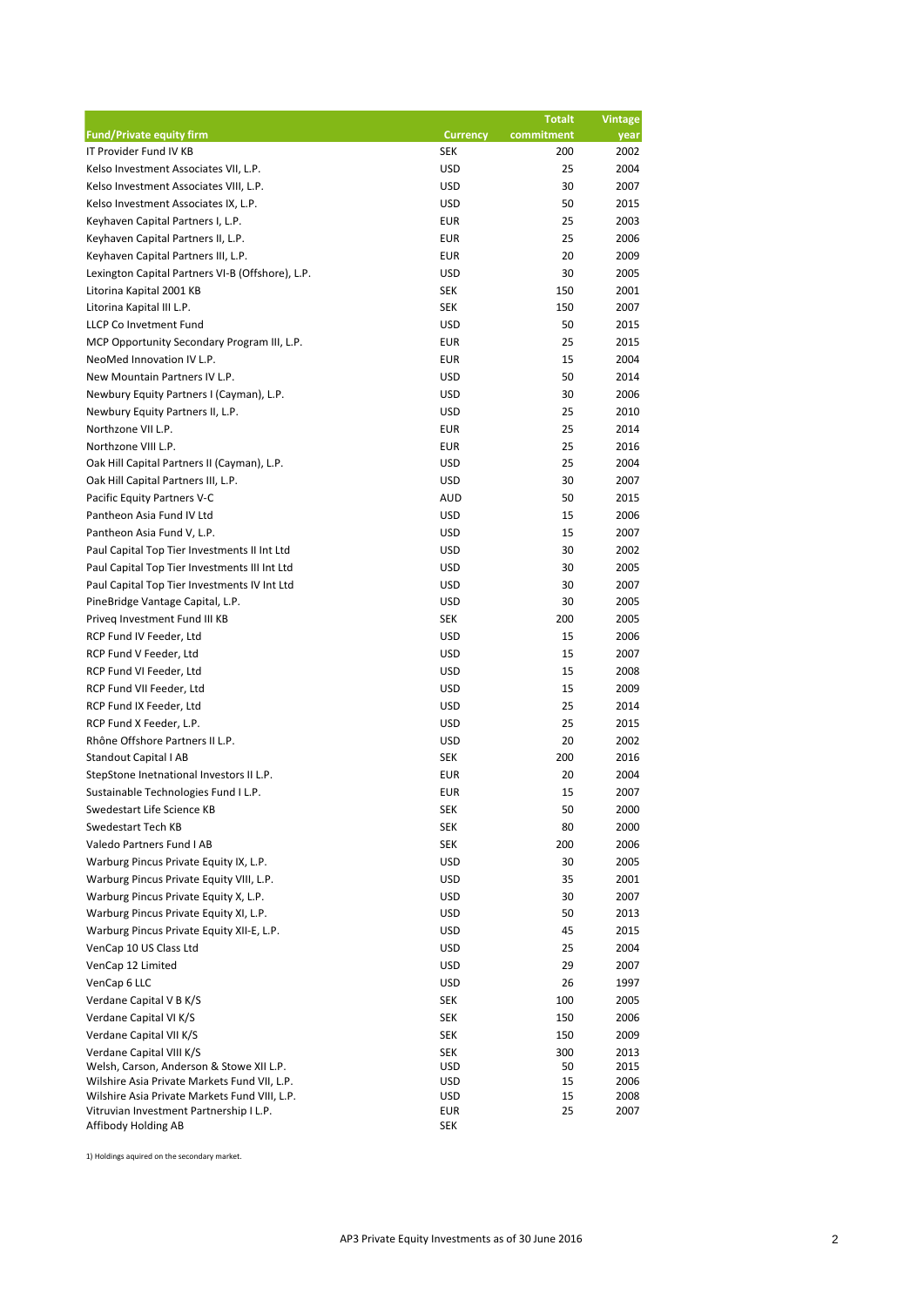| Fund/Private equity firm | Currency | Totalt commitment | Vintage year |
|---|---|---|---|
| IT Provider Fund IV KB | SEK | 200 | 2002 |
| Kelso Investment Associates VII, L.P. | USD | 25 | 2004 |
| Kelso Investment Associates VIII, L.P. | USD | 30 | 2007 |
| Kelso Investment Associates IX, L.P. | USD | 50 | 2015 |
| Keyhaven Capital Partners I, L.P. | EUR | 25 | 2003 |
| Keyhaven Capital Partners II, L.P. | EUR | 25 | 2006 |
| Keyhaven Capital Partners III, L.P. | EUR | 20 | 2009 |
| Lexington Capital Partners VI-B (Offshore), L.P. | USD | 30 | 2005 |
| Litorina Kapital 2001 KB | SEK | 150 | 2001 |
| Litorina Kapital III L.P. | SEK | 150 | 2007 |
| LLCP Co Invetment Fund | USD | 50 | 2015 |
| MCP Opportunity Secondary Program III, L.P. | EUR | 25 | 2015 |
| NeoMed Innovation IV L.P. | EUR | 15 | 2004 |
| New Mountain Partners IV L.P. | USD | 50 | 2014 |
| Newbury Equity Partners I (Cayman), L.P. | USD | 30 | 2006 |
| Newbury Equity Partners II, L.P. | USD | 25 | 2010 |
| Northzone VII L.P. | EUR | 25 | 2014 |
| Northzone VIII L.P. | EUR | 25 | 2016 |
| Oak Hill Capital Partners II (Cayman), L.P. | USD | 25 | 2004 |
| Oak Hill Capital Partners III, L.P. | USD | 30 | 2007 |
| Pacific Equity Partners V-C | AUD | 50 | 2015 |
| Pantheon Asia Fund IV Ltd | USD | 15 | 2006 |
| Pantheon Asia Fund V, L.P. | USD | 15 | 2007 |
| Paul Capital Top Tier Investments II Int Ltd | USD | 30 | 2002 |
| Paul Capital Top Tier Investments III Int Ltd | USD | 30 | 2005 |
| Paul Capital Top Tier Investments IV Int Ltd | USD | 30 | 2007 |
| PineBridge Vantage Capital, L.P. | USD | 30 | 2005 |
| Priveq Investment Fund III KB | SEK | 200 | 2005 |
| RCP Fund IV Feeder, Ltd | USD | 15 | 2006 |
| RCP Fund V Feeder, Ltd | USD | 15 | 2007 |
| RCP Fund VI Feeder, Ltd | USD | 15 | 2008 |
| RCP Fund VII Feeder, Ltd | USD | 15 | 2009 |
| RCP Fund IX Feeder, Ltd | USD | 25 | 2014 |
| RCP Fund X Feeder, L.P. | USD | 25 | 2015 |
| Rhône Offshore Partners II L.P. | USD | 20 | 2002 |
| Standout Capital I AB | SEK | 200 | 2016 |
| StepStone Inetnational Investors II L.P. | EUR | 20 | 2004 |
| Sustainable Technologies Fund I L.P. | EUR | 15 | 2007 |
| Swedestart Life Science KB | SEK | 50 | 2000 |
| Swedestart Tech KB | SEK | 80 | 2000 |
| Valedo Partners Fund I AB | SEK | 200 | 2006 |
| Warburg Pincus Private Equity IX, L.P. | USD | 30 | 2005 |
| Warburg Pincus Private Equity VIII, L.P. | USD | 35 | 2001 |
| Warburg Pincus Private Equity X, L.P. | USD | 30 | 2007 |
| Warburg Pincus Private Equity XI, L.P. | USD | 50 | 2013 |
| Warburg Pincus Private Equity XII-E, L.P. | USD | 45 | 2015 |
| VenCap 10 US Class Ltd | USD | 25 | 2004 |
| VenCap 12 Limited | USD | 29 | 2007 |
| VenCap 6 LLC | USD | 26 | 1997 |
| Verdane Capital V B K/S | SEK | 100 | 2005 |
| Verdane Capital VI K/S | SEK | 150 | 2006 |
| Verdane Capital VII K/S | SEK | 150 | 2009 |
| Verdane Capital VIII K/S | SEK | 300 | 2013 |
| Welsh, Carson, Anderson & Stowe XII L.P. | USD | 50 | 2015 |
| Wilshire Asia Private Markets Fund VII, L.P. | USD | 15 | 2006 |
| Wilshire Asia Private Markets Fund VIII, L.P. | USD | 15 | 2008 |
| Vitruvian Investment Partnership I L.P. | EUR | 25 | 2007 |
| Affibody Holding AB | SEK | | |

1) Holdings aquired on the secondary market.